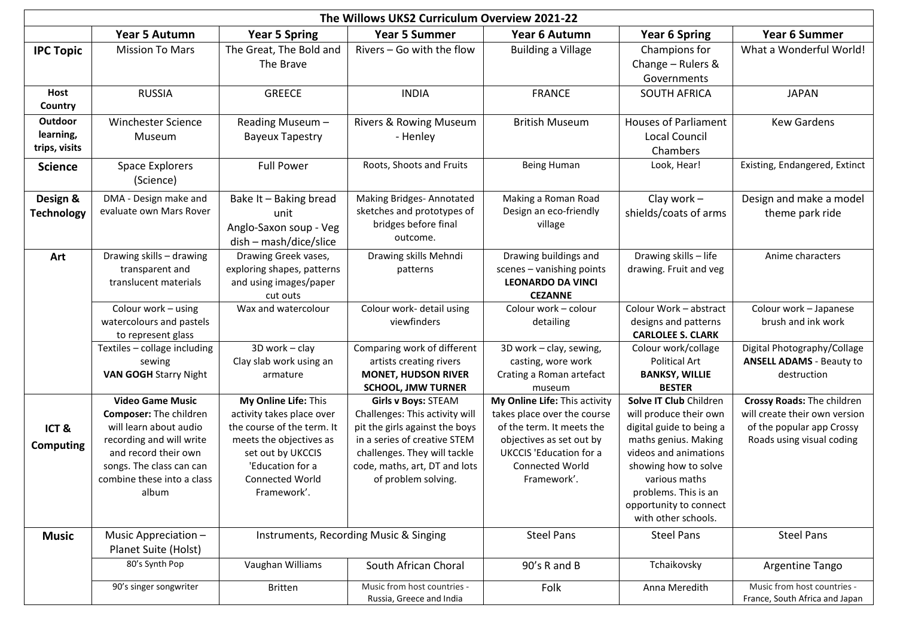# The Willows UKS2 Curriculum Overview 2021-22

| | Year 5 Autumn | Year 5 Spring | Year 5 Summer | Year 6 Autumn | Year 6 Spring | Year 6 Summer |
|---|---|---|---|---|---|---|
| **IPC Topic** | Mission To Mars | The Great, The Bold and The Brave | Rivers – Go with the flow | Building a Village | Champions for Change – Rulers & Governments | What a Wonderful World! |
| **Host Country** | RUSSIA | GREECE | INDIA | FRANCE | SOUTH AFRICA | JAPAN |
| **Outdoor learning, trips, visits** | Winchester Science Museum | Reading Museum – Bayeux Tapestry | Rivers & Rowing Museum - Henley | British Museum | Houses of Parliament Local Council Chambers | Kew Gardens |
| **Science** | Space Explorers (Science) | Full Power | Roots, Shoots and Fruits | Being Human | Look, Hear! | Existing, Endangered, Extinct |
| **Design & Technology** | DMA - Design make and evaluate own Mars Rover | Bake It – Baking bread unit<br>Anglo-Saxon soup - Veg dish – mash/dice/slice | Making Bridges- Annotated sketches and prototypes of bridges before final outcome. | Making a Roman Road<br>Design an eco-friendly village | Clay work – shields/coats of arms | Design and make a model theme park ride |
| **Art** | Drawing skills – drawing transparent and translucent materials | Drawing Greek vases, exploring shapes, patterns and using images/paper cut outs | Drawing skills Mehndi patterns | Drawing buildings and scenes – vanishing points<br>**LEONARDO DA VINCI**<br>**CEZANNE** | Drawing skills – life drawing. Fruit and veg | Anime characters |
| | Colour work – using watercolours and pastels to represent glass | Wax and watercolour | Colour work- detail using viewfinders | Colour work – colour detailing | Colour Work – abstract designs and patterns<br>**CARLOLEE S. CLARK** | Colour work – Japanese brush and ink work |
| | Textiles – collage including sewing<br>**VAN GOGH** Starry Night | 3D work – clay<br>Clay slab work using an armature | Comparing work of different artists creating rivers<br>**MONET, HUDSON RIVER SCHOOL, JMW TURNER** | 3D work – clay, sewing, casting, wore work<br>Crating a Roman artefact museum | Colour work/collage<br>Political Art<br>**BANKSY, WILLIE BESTER** | Digital Photography/Collage<br>**ANSELL ADAMS** - Beauty to destruction |
| **ICT & Computing** | **Video Game Music Composer:** The children will learn about audio recording and will write and record their own songs. The class can can combine these into a class album | **My Online Life:** This activity takes place over the course of the term. It meets the objectives as set out by UKCCIS 'Education for a Connected World Framework'. | **Girls v Boys:** STEAM Challenges: This activity will pit the girls against the boys in a series of creative STEM challenges. They will tackle code, maths, art, DT and lots of problem solving. | **My Online Life:** This activity takes place over the course of the term. It meets the objectives as set out by UKCCIS 'Education for a Connected World Framework'. | **Solve IT Club** Children will produce their own digital guide to being a maths genius. Making videos and animations showing how to solve various maths problems. This is an opportunity to connect with other schools. | **Crossy Roads:** The children will create their own version of the popular app Crossy Roads using visual coding |
| **Music** | Music Appreciation – Planet Suite (Holst) | Instruments, Recording Music & Singing | | Steel Pans | Steel Pans | Steel Pans |
| | 80's Synth Pop | Vaughan Williams | South African Choral | 90's R and B | Tchaikovsky | Argentine Tango |
| | 90's singer songwriter | Britten | Music from host countries - Russia, Greece and India | Folk | Anna Meredith | Music from host countries - France, South Africa and Japan |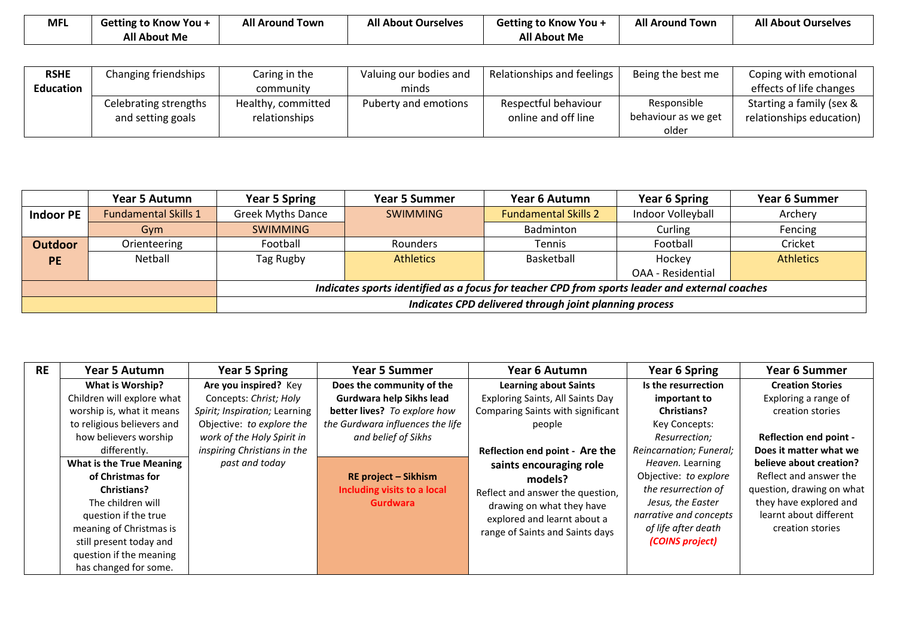| MFL | Getting to Know You + All About Me | All Around Town | All About Ourselves | Getting to Know You + All About Me | All Around Town | All About Ourselves |
|---|---|---|---|---|---|---|

| RSHE Education | Changing friendships | Caring in the community | Valuing our bodies and minds | Relationships and feelings | Being the best me | Coping with emotional effects of life changes |
|---|---|---|---|---|---|---|
| | Celebrating strengths and setting goals | Healthy, committed relationships | Puberty and emotions | Respectful behaviour online and off line | Responsible behaviour as we get older | Starting a family (sex & relationships education) |

| | Year 5 Autumn | Year 5 Spring | Year 5 Summer | Year 6 Autumn | Year 6 Spring | Year 6 Summer |
|---|---|---|---|---|---|---|
| Indoor PE | Fundamental Skills 1 | Greek Myths Dance | SWIMMING | Fundamental Skills 2 | Indoor Volleyball | Archery |
| | Gym | SWIMMING | | Badminton | Curling | Fencing |
| Outdoor PE | Orienteering | Football | Rounders | Tennis | Football | Cricket |
| | Netball | Tag Rugby | Athletics | Basketball | Hockey<br>OAA - Residential | Athletics |
| | | ***Indicates sports identified as a focus for teacher CPD from sports leader and external coaches*** | | | | |
| | | ***Indicates CPD delivered through joint planning process*** | | | | |

| RE | Year 5 Autumn | Year 5 Spring | Year 5 Summer | Year 6 Autumn | Year 6 Spring | Year 6 Summer |
|---|---|---|---|---|---|---|
| | **What is Worship?** Children will explore what worship is, what it means to religious believers and how believers worship differently.<br>**What is the True Meaning of Christmas for Christians?** The children will question if the true meaning of Christmas is still present today and question if the meaning has changed for some. | **Are you inspired?** Key Concepts: *Christ; Holy Spirit; Inspiration;* Learning Objective: *to explore the work of the Holy Spirit in inspiring Christians in the past and today* | **Does the community of the Gurdwara help Sikhs lead better lives?** *To explore how the Gurdwara influences the life and belief of Sikhs*<br>**RE project – Sikhism** **Including visits to a local Gurdwara** | **Learning about Saints** Exploring Saints, All Saints Day Comparing Saints with significant people<br>**Reflection end point - Are the saints encouraging role models?** Reflect and answer the question, drawing on what they have explored and learnt about a range of Saints and Saints days | **Is the resurrection important to Christians?** Key Concepts: *Resurrection; Reincarnation; Funeral; Heaven.* Learning Objective: *to explore the resurrection of Jesus, the Easter narrative and concepts of life after death* ***(COINS project)*** | **Creation Stories** Exploring a range of creation stories<br>**Reflection end point - Does it matter what we believe about creation?** Reflect and answer the question, drawing on what they have explored and learnt about different creation stories |